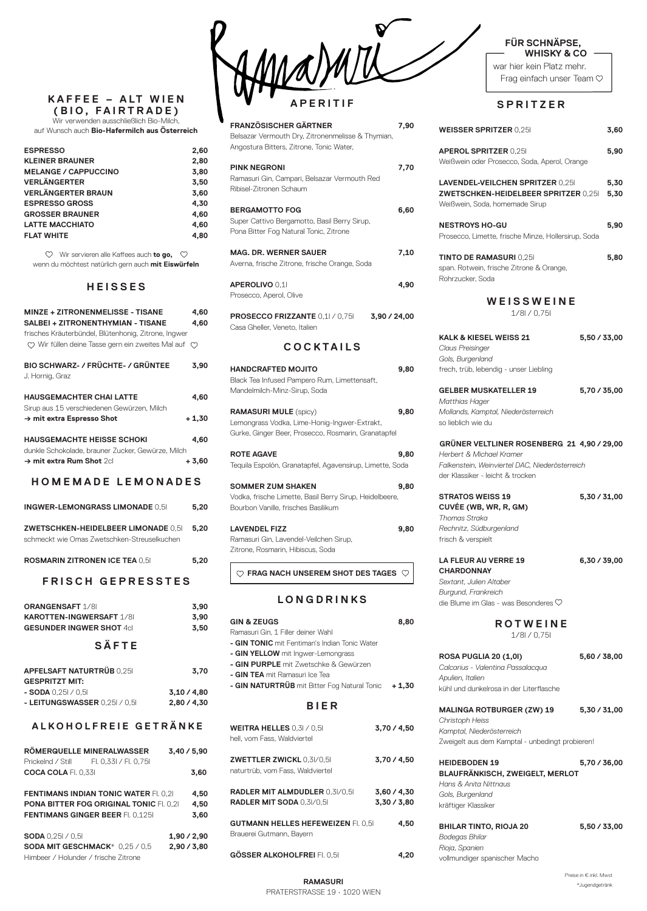# Ramasuri

## KAFFEE – ALT WIEN (BIO, FAIRTRADE)

Wir verwenden ausschließlich Bio-Milch, auf Wunsch auch **Bio-Hafermilch aus Österreich**

| | |
|---|---|
| **ESPRESSO** | 2,60 |
| **KLEINER BRAUNER** | 2,80 |
| **MELANGE / CAPPUCCINO** | 3,80 |
| **VERLÄNGERTER** | 3,50 |
| **VERLÄNGERTER BRAUN** | 3,60 |
| **ESPRESSO GROSS** | 4,30 |
| **GROSSER BRAUNER** | 4,60 |
| **LATTE MACCHIATO** | 4,60 |
| **FLAT WHITE** | 4,80 |

♡ Wir servieren alle Kaffees auch **to go,** ♡ wenn du möchtest natürlich gern auch **mit Eiswürfeln**

## HEISSES

**MINZE + ZITRONENMELISSE - TISANE** 4,60
**SALBEI + ZITRONENTHYMIAN - TISANE** 4,60
frisches Kräuterbündel, Blütenhonig, Zitrone, Ingwer
♡ Wir füllen deine Tasse gern ein zweites Mal auf ♡

**BIO SCHWARZ- / FRÜCHTE- / GRÜNTEE** 3,90
J. Hornig, Graz

**HAUSGEMACHTER CHAI LATTE** 4,60
Sirup aus 15 verschiedenen Gewürzen, Milch
**→ mit extra Espresso Shot** + 1,30

**HAUSGEMACHTE HEISSE SCHOKI** 4,60
dunkle Schokolade, brauner Zucker, Gewürze, Milch
**→ mit extra Rum Shot** 2cl + 3,60

## HOMEMADE LEMONADES

**INGWER-LEMONGRASS LIMONADE** 0,5l 5,20

**ZWETSCHKEN-HEIDELBEER LIMONADE** 0,5l 5,20
schmeckt wie Omas Zwetschken-Streuselkuchen

**ROSMARIN ZITRONEN ICE TEA** 0,5l 5,20

## FRISCH GEPRESSTES

| | |
|---|---|
| **ORANGENSAFT** 1/8l | 3,90 |
| **KAROTTEN-INGWERSAFT** 1/8l | 3,90 |
| **GESUNDER INGWER SHOT** 4cl | 3,50 |

## SÄFTE

| | |
|---|---|
| **APFELSAFT NATURTRÜB** 0,25l | 3,70 |
| **GESPRITZT MIT:** | |
| **- SODA** 0,25l / 0,5l | 3,10 / 4,80 |
| **- LEITUNGSWASSER** 0,25l / 0,5l | 2,80 / 4,30 |

## ALKOHOLFREIE GETRÄNKE

**RÖMERQUELLE MINERALWASSER** 3,40 / 5,90
Prickelnd / Still Fl. 0,33l / Fl. 0,75l
**COCA COLA** Fl. 0,33l 3,60

**FENTIMANS INDIAN TONIC WATER** Fl. 0,2l 4,50
**PONA BITTER FOG ORIGINAL TONIC** Fl. 0,2l 4,50
**FENTIMANS GINGER BEER** Fl. 0,125l 3,60

**SODA** 0,25l / 0,5l 1,90 / 2,90
**SODA MIT GESCHMACK*** 0,25 / 0,5 2,90 / 3,80
Himbeer / Holunder / frische Zitrone

## APERITIF

**FRANZÖSISCHER GÄRTNER** 7,90
Belsazar Vermouth Dry, Zitronenmelisse & Thymian, Angostura Bitters, Zitrone, Tonic Water,

**PINK NEGRONI** 7,70
Ramasuri Gin, Campari, Belsazar Vermouth Red Ribisel-Zitronen Schaum

**BERGAMOTTO FOG** 6,60
Super Cattivo Bergamotto, Basil Berry Sirup, Pona Bitter Fog Natural Tonic, Zitrone

**MAG. DR. WERNER SAUER** 7,10
Averna, frische Zitrone, frische Orange, Soda

**APEROLIVO** 0,1l 4,90
Prosecco, Aperol, Olive

**PROSECCO FRIZZANTE** 0,1l / 0,75l 3,90 / 24,00
Casa Gheller, Veneto, Italien

## COCKTAILS

**HANDCRAFTED MOJITO** 9,80
Black Tea Infused Pampero Rum, Limettensaft, Mandelmilch-Minz-Sirup, Soda

**RAMASURI MULE** (spicy) 9,80
Lemongrass Vodka, Lime-Honig-Ingwer-Extrakt, Gurke, Ginger Beer, Prosecco, Rosmarin, Granatapfel

**ROTE AGAVE** 9,80
Tequila Espolón, Granatapfel, Agavensirup, Limette, Soda

**SOMMER ZUM SHAKEN** 9,80
Vodka, frische Limette, Basil Berry Sirup, Heidelbeere, Bourbon Vanille, frisches Basilikum

**LAVENDEL FIZZ** 9,80
Ramasuri Gin, Lavendel-Veilchen Sirup, Zitrone, Rosmarin, Hibiscus, Soda

♡ **FRAG NACH UNSEREM SHOT DES TAGES** ♡

## LONGDRINKS

**GIN & ZEUGS** 8,80
Ramasuri Gin, 1 Filler deiner Wahl
- **GIN TONIC** mit Fentiman's Indian Tonic Water
- **GIN YELLOW** mit Ingwer-Lemongrass
- **GIN PURPLE** mit Zwetschke & Gewürzen
- **GIN TEA** mit Ramasuri Ice Tea
- **GIN NATURTRÜB** mit Bitter Fog Natural Tonic + 1,30

## BIER

**WEITRA HELLES** 0,3l / 0,5l 3,70 / 4,50
hell, vom Fass, Waldviertel

**ZWETTLER ZWICKL** 0,3l/0,5l 3,70 / 4,50
naturtrüb, vom Fass, Waldviertel

**RADLER MIT ALMDUDLER** 0,3l/0,5l 3,60 / 4,30
**RADLER MIT SODA** 0,3l/0,5l 3,30 / 3,80

**GUTMANN HELLES HEFEWEIZEN** Fl. 0,5l 4,50
Brauerei Gutmann, Bayern

**GÖSSER ALKOHOLFREI** Fl. 0,5l 4,20

## FÜR SCHNÄPSE, WHISKY & CO

war hier kein Platz mehr. Frag einfach unser Team ♡

## SPRITZER

**WEISSER SPRITZER** 0,25l 3,60

**APEROL SPRITZER** 0,25l 5,90
Weißwein oder Prosecco, Soda, Aperol, Orange

**LAVENDEL-VEILCHEN SPRITZER** 0,25l 5,30
**ZWETSCHKEN-HEIDELBEER SPRITZER** 0,25l 5,30
Weißwein, Soda, homemade Sirup

**NESTROYS HO-GU** 5,90
Prosecco, Limette, frische Minze, Hollersirup, Soda

**TINTO DE RAMASURI** 0,25l 5,80
span. Rotwein, frische Zitrone & Orange, Rohrzucker, Soda

## WEISSWEINE

1/8l / 0,75l

**KALK & KIESEL WEISS 21** 5,50 / 33,00
*Claus Preisinger*
*Gols, Burgenland*
frech, trüb, lebendig - unser Liebling

**GELBER MUSKATELLER 19** 5,70 / 35,00
*Matthias Hager*
*Mollands, Kamptal, Niederösterreich*
so lieblich wie du

**GRÜNER VELTLINER ROSENBERG 21** 4,90 / 29,00
*Herbert & Michael Kramer*
*Falkenstein, Weinviertel DAC, Niederösterreich*
der Klassiker - leicht & trocken

**STRATOS WEISS 19** 5,30 / 31,00
**CUVÉE (WB, WR, R, GM)**
*Thomas Straka*
*Rechnitz, Südburgenland*
frisch & verspielt

**LA FLEUR AU VERRE 19** 6,30 / 39,00
**CHARDONNAY**
*Sextant, Julien Altaber*
*Burgund, Frankreich*
die Blume im Glas - was Besonderes ♡

## ROTWEINE

1/8l / 0,75l

**ROSA PUGLIA 20 (1,0l)** 5,60 / 38,00
*Calcarius - Valentina Passalacqua*
*Apulien, Italien*
kühl und dunkelrosa in der Literflasche

**MALINGA ROTBURGER (ZW) 19** 5,30 / 31,00
*Christoph Heiss*
*Kamptal, Niederösterreich*
Zweigelt aus dem Kamptal - unbedingt probieren!

**HEIDEBODEN 19** 5,70 / 36,00
**BLAUFRÄNKISCH, ZWEIGELT, MERLOT**
*Hans & Anita Nittnaus*
*Gols, Burgenland*
kräftiger Klassiker

**BHILAR TINTO, RIOJA 20** 5,50 / 33,00
*Bodegas Bhilar*
*Rioja, Spanien*
vollmundiger spanischer Macho

Preise in € inkl. Mwst
*Jugendgetränk

**RAMASURI**
PRATERSTRASSE 19 · 1020 WIEN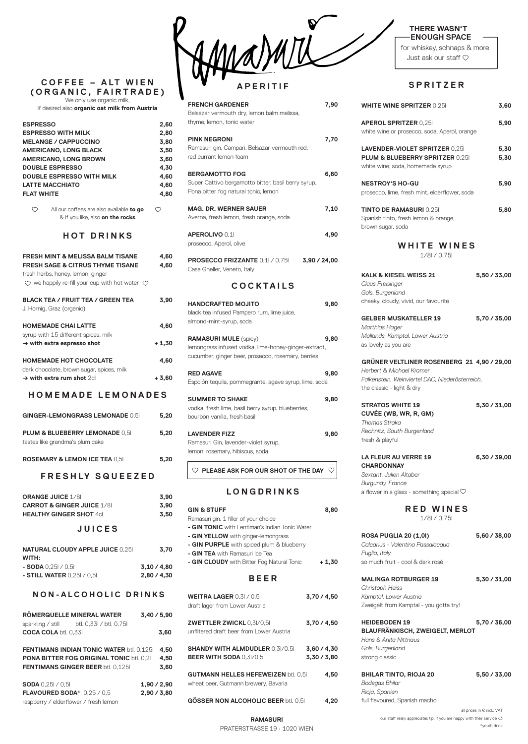# Ramasuri

**THERE WASN'T ENOUGH SPACE**
for whiskey, schnaps & more
Just ask our staff ♡

## COFFEE – ALT WIEN (ORGANIC, FAIRTRADE)

We only use organic milk,
if desired also **organic oat milk from Austria**

| | |
|---|---|
| **ESPRESSO** | 2,60 |
| **ESPRESSO WITH MILK** | 2,80 |
| **MELANGE / CAPPUCCINO** | 3,80 |
| **AMERICANO, LONG BLACK** | 3,50 |
| **AMERICANO, LONG BROWN** | 3,60 |
| **DOUBLE ESPRESSO** | 4,30 |
| **DOUBLE ESPRESSO WITH MILK** | 4,60 |
| **LATTE MACCHIATO** | 4,60 |
| **FLAT WHITE** | 4,80 |

♡ All our coffees are also available **to go** & if you like, also **on the rocks** ♡

## HOT DRINKS

**FRESH MINT & MELISSA BALM TISANE** 4,60
**FRESH SAGE & CITRUS THYME TISANE** 4,60
fresh herbs, honey, lemon, ginger
♡ we happily re-fill your cup with hot water ♡

**BLACK TEA / FRUIT TEA / GREEN TEA** 3,90
J. Hornig, Graz (organic)

**HOMEMADE CHAI LATTE** 4,60
syrup with 15 different spices, milk
**→ with extra espresso shot** + 1,30

**HOMEMADE HOT CHOCOLATE** 4,60
dark chocolate, brown sugar, spices, milk
**→ with extra rum shot** 2cl + 3,60

## HOMEMADE LEMONADES

**GINGER-LEMONGRASS LEMONADE** 0,5l 5,20

**PLUM & BLUEBERRY LEMONADE** 0,5l 5,20
tastes like grandma's plum cake

**ROSEMARY & LEMON ICE TEA** 0,5l 5,20

## FRESHLY SQUEEZED

| | |
|---|---|
| **ORANGE JUICE** 1/8l | 3,90 |
| **CARROT & GINGER JUICE** 1/8l | 3,90 |
| **HEALTHY GINGER SHOT** 4cl | 3,50 |

## JUICES

**NATURAL CLOUDY APPLE JUICE** 0,25l 3,70
**WITH:**
**- SODA** 0,25l / 0,5l 3,10 / 4,80
**- STILL WATER** 0,25l / 0,5l 2,80 / 4,30

## NON-ALCOHOLIC DRINKS

**RÖMERQUELLE MINERAL WATER** 3,40 / 5,90
sparkling / still btl. 0,33l / btl. 0,75l
**COCA COLA** btl. 0,33l 3,60

**FENTIMANS INDIAN TONIC WATER** btl. 0,125l 4,50
**PONA BITTER FOG ORIGINAL TONIC** btl. 0,2l 4,50
**FENTIMANS GINGER BEER** btl. 0,125l 3,60

**SODA** 0,25l / 0,5l 1,90 / 2,90
**FLAVOURED SODA*** 0,25 / 0,5 2,90 / 3,80
raspberry / elderflower / fresh lemon

## APERITIF

**FRENCH GARDENER** 7,90
Belsazar vermouth dry, lemon balm melissa, thyme, lemon, tonic water

**PINK NEGRONI** 7,70
Ramasuri gin, Campari, Belsazar vermouth red, red currant lemon foam

**BERGAMOTTO FOG** 6,60
Super Cattivo bergamotto bitter, basil berry syrup, Pona bitter fog natural tonic, lemon

**MAG. DR. WERNER SAUER** 7,10
Averna, fresh lemon, fresh orange, soda

**APEROLIVO** 0,1l 4,90
prosecco, Aperol, olive

**PROSECCO FRIZZANTE** 0,1l / 0,75l 3,90 / 24,00
Casa Gheller, Veneto, Italy

## COCKTAILS

**HANDCRAFTED MOJITO** 9,80
black tea infused Pampero rum, lime juice, almond-mint-syrup, soda

**RAMASURI MULE** (spicy) 9,80
lemongrass infused vodka, lime-honey-ginger-extract, cucumber, ginger beer, prosecco, rosemary, berries

**RED AGAVE** 9,80
Espolón tequila, pommegrante, agave syrup, lime, soda

**SUMMER TO SHAKE** 9,80
vodka, fresh lime, basil berry syrup, blueberries, bourbon vanilla, fresh basil

**LAVENDER FIZZ** 9,80
Ramasuri Gin, lavender-violet syrup, lemon, rosemary, hibiscus, soda

♡ **PLEASE ASK FOR OUR SHOT OF THE DAY** ♡

## LONGDRINKS

**GIN & STUFF** 8,80
Ramasuri gin, 1 filler of your choice
- **GIN TONIC** with Fentiman's Indian Tonic Water
- **GIN YELLOW** with ginger-lemongrass
- **GIN PURPLE** with spiced plum & blueberry
- **GIN TEA** with Ramasuri Ice Tea
- **GIN CLOUDY** with Bitter Fog Natural Tonic + 1,30

## BEER

**WEITRA LAGER** 0,3l / 0,5l 3,70 / 4,50
draft lager from Lower Austria

**ZWETTLER ZWICKL** 0,3l/0,5l 3,70 / 4,50
unfiltered draft beer from Lower Austria

**SHANDY WITH ALMDUDLER** 0,3l/0,5l 3,60 / 4,30
**BEER WITH SODA** 0,3l/0,5l 3,30 / 3,80

**GUTMANN HELLES HEFEWEIZEN** btl. 0,5l 4,50
wheat beer, Gutmann brewery, Bavaria

**GÖSSER NON ALCOHOLIC BEER** btl. 0,5l 4,20

## SPRITZER

**WHITE WINE SPRITZER** 0,25l 3,60

**APEROL SPRITZER** 0,25l 5,90
white wine or prosecco, soda, Aperol, orange

**LAVENDER-VIOLET SPRITZER** 0,25l 5,30
**PLUM & BLUEBERRY SPRITZER** 0,25l 5,30
white wine, soda, homemade syrup

**NESTROY'S HO-GU** 5,90
prosecco, lime, fresh mint, elderflower, soda

**TINTO DE RAMASURI** 0,25l 5,80
Spanish tinto, fresh lemon & orange, brown sugar, soda

## WHITE WINES

1/8l / 0,75l

**KALK & KIESEL WEISS 21** 5,50 / 33,00
*Claus Preisinger*
*Gols, Burgenland*
cheeky, cloudy, vivid, our favourite

**GELBER MUSKATELLER 19** 5,70 / 35,00
*Matthias Hager*
*Mollands, Kamptal, Lower Austria*
as lovely as you are

**GRÜNER VELTLINER ROSENBERG 21** 4,90 / 29,00
*Herbert & Michael Kramer*
*Falkenstein, Weinviertel DAC, Niederösterreich,*
the classic - light & dry

**STRATOS WHITE 19** 5,30 / 31,00
**CUVÉE (WB, WR, R, GM)**
*Thomas Straka*
*Rechnitz, South Burgenland*
fresh & playful

**LA FLEUR AU VERRE 19** 6,30 / 39,00
**CHARDONNAY**
*Sextant, Julien Altaber*
*Burgundy, France*
a flower in a glass - something special ♡

## RED WINES

1/8l / 0,75l

**ROSA PUGLIA 20 (1,0l)** 5,60 / 38,00
*Calcarius - Valentina Passalacqua*
*Puglia, Italy*
so much fruit - cool & dark rosé

**MALINGA ROTBURGER 19** 5,30 / 31,00
*Christoph Heiss*
*Kamptal, Lower Austria*
Zweigelt from Kamptal - you gotta try!

**HEIDEBODEN 19** 5,70 / 36,00
**BLAUFRÄNKISCH, ZWEIGELT, MERLOT**
*Hans & Anita Nittnaus*
*Gols, Burgenland*
strong classic

**BHILAR TINTO, RIOJA 20** 5,50 / 33,00
*Bodegas Bhilar*
*Rioja, Spanien*
full flavoured, Spanish macho

all prices in € incl.. VAT
our staff really appreciates tip, if you are happy with their service <3
*youth drink

**RAMASURI**
PRATERSTRASSE 19 · 1020 WIEN